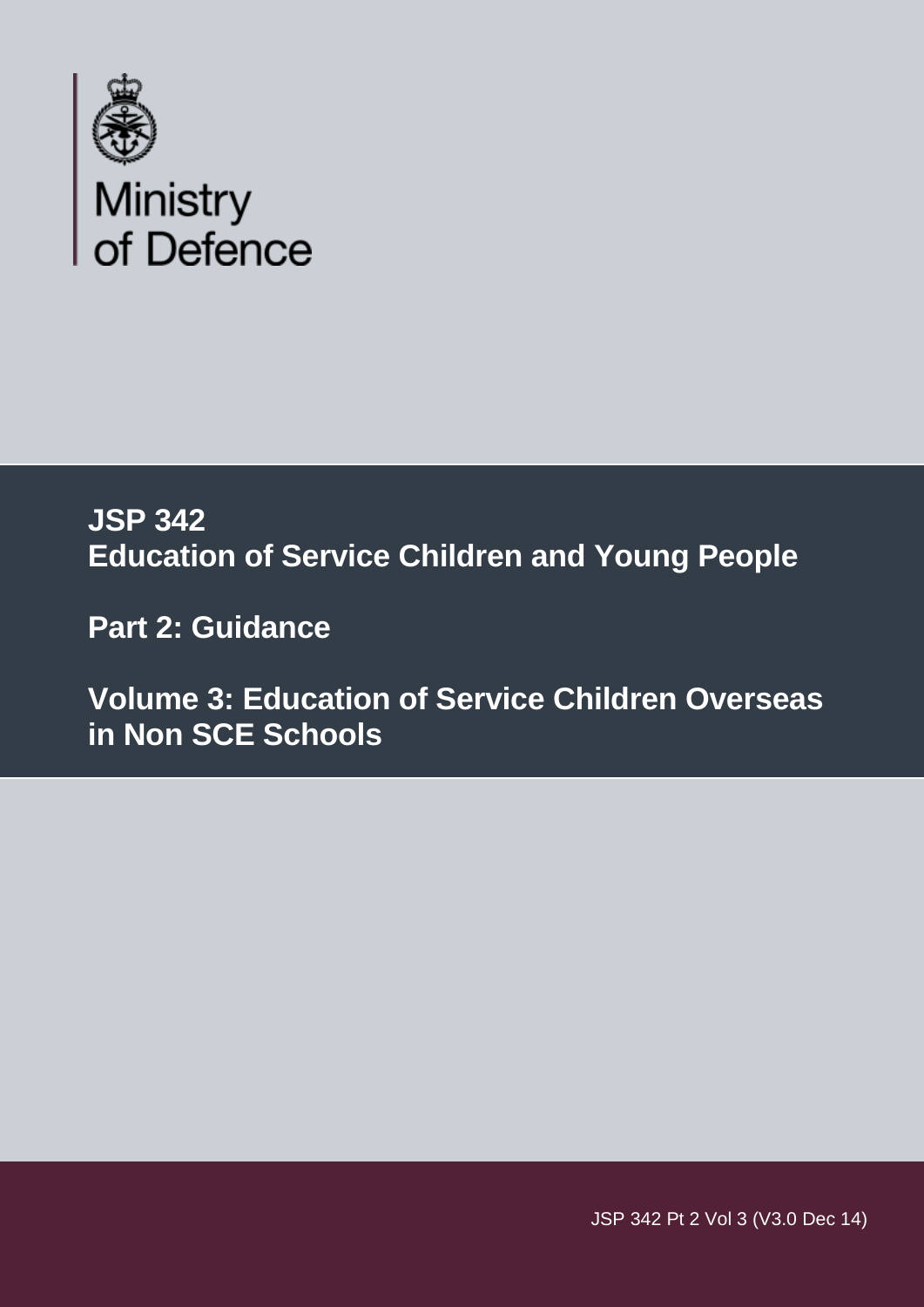Ministry of Defence

# JSP 342
# Education of Service Children and Young People

## Part 2: Guidance

## Volume 3: Education of Service Children Overseas in Non SCE Schools

JSP 342 Pt 2 Vol 3 (V3.0 Dec 14)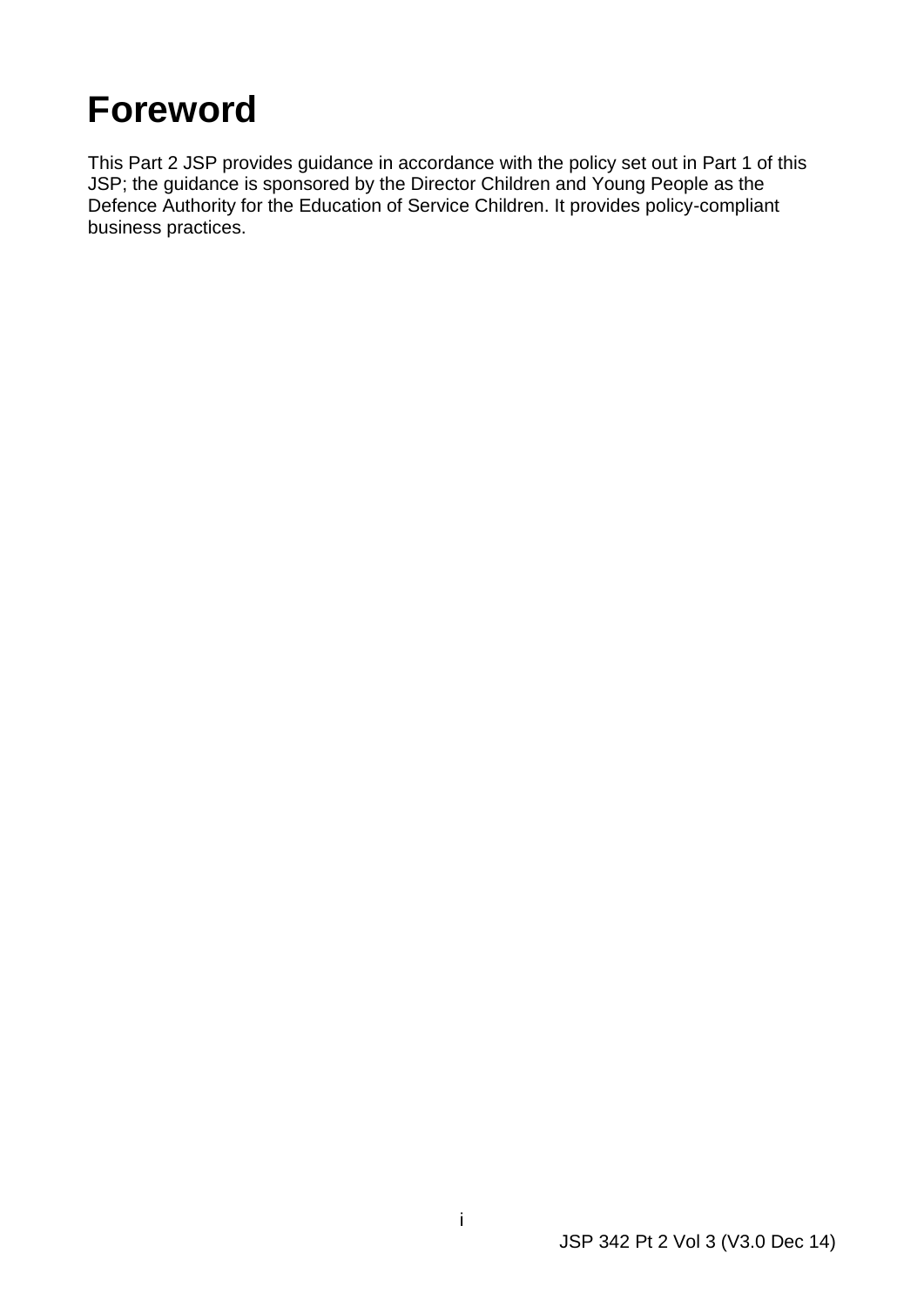# Foreword

This Part 2 JSP provides guidance in accordance with the policy set out in Part 1 of this JSP; the guidance is sponsored by the Director Children and Young People as the Defence Authority for the Education of Service Children. It provides policy-compliant business practices.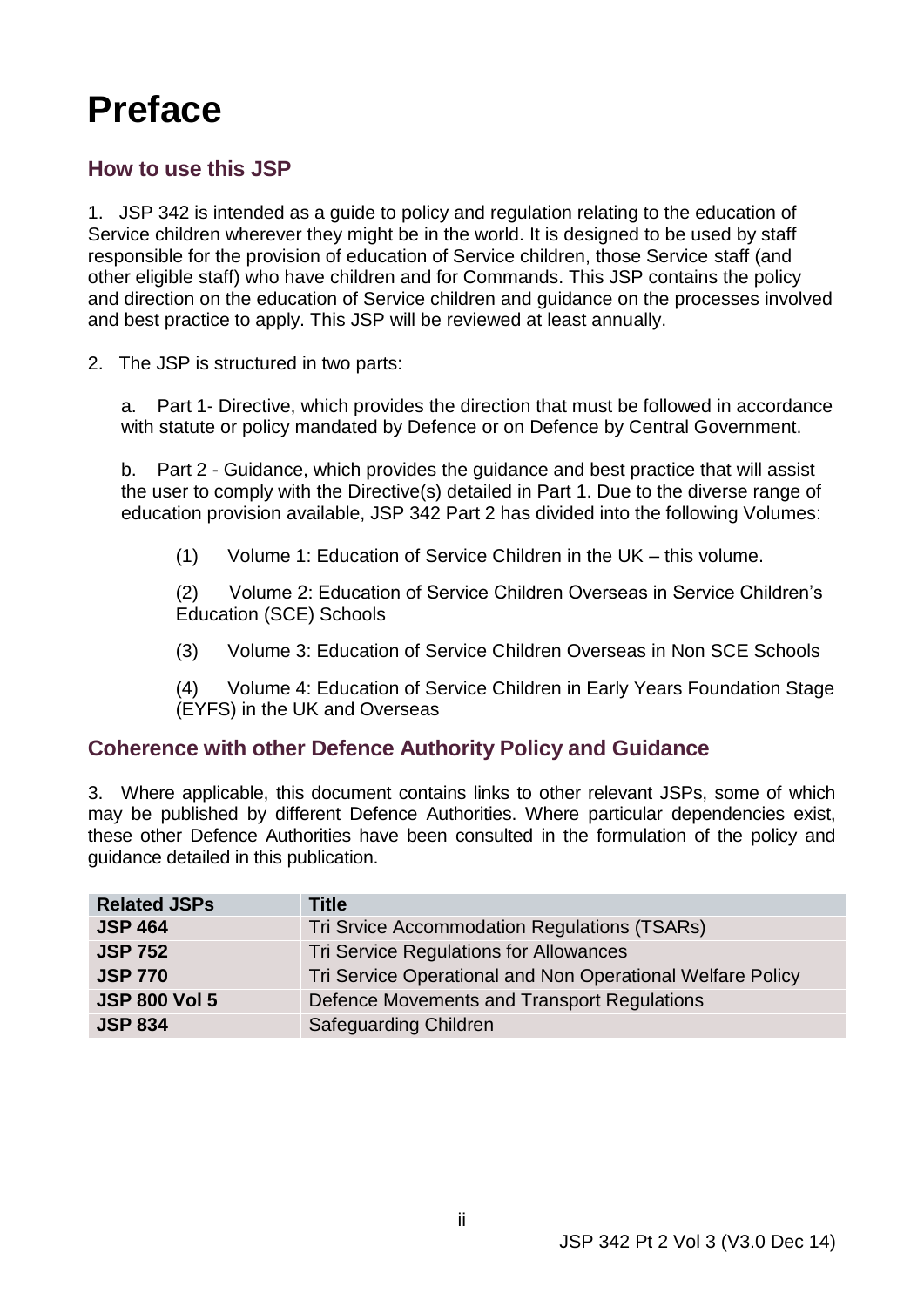# Preface

## How to use this JSP

1. JSP 342 is intended as a guide to policy and regulation relating to the education of Service children wherever they might be in the world. It is designed to be used by staff responsible for the provision of education of Service children, those Service staff (and other eligible staff) who have children and for Commands. This JSP contains the policy and direction on the education of Service children and guidance on the processes involved and best practice to apply. This JSP will be reviewed at least annually.

2. The JSP is structured in two parts:

   a. Part 1- Directive, which provides the direction that must be followed in accordance with statute or policy mandated by Defence or on Defence by Central Government.

   b. Part 2 - Guidance, which provides the guidance and best practice that will assist the user to comply with the Directive(s) detailed in Part 1. Due to the diverse range of education provision available, JSP 342 Part 2 has divided into the following Volumes:

      (1) Volume 1: Education of Service Children in the UK – this volume.

      (2) Volume 2: Education of Service Children Overseas in Service Children's Education (SCE) Schools

      (3) Volume 3: Education of Service Children Overseas in Non SCE Schools

      (4) Volume 4: Education of Service Children in Early Years Foundation Stage (EYFS) in the UK and Overseas

## Coherence with other Defence Authority Policy and Guidance

3. Where applicable, this document contains links to other relevant JSPs, some of which may be published by different Defence Authorities. Where particular dependencies exist, these other Defence Authorities have been consulted in the formulation of the policy and guidance detailed in this publication.

| Related JSPs | Title |
|---|---|
| **JSP 464** | Tri Srvice Accommodation Regulations (TSARs) |
| **JSP 752** | Tri Service Regulations for Allowances |
| **JSP 770** | Tri Service Operational and Non Operational Welfare Policy |
| **JSP 800 Vol 5** | Defence Movements and Transport Regulations |
| **JSP 834** | Safeguarding Children |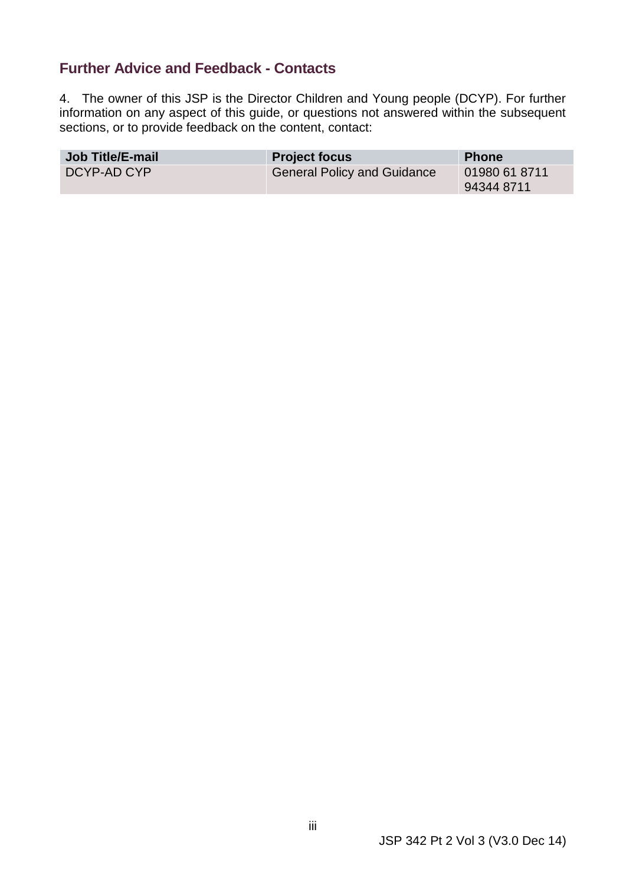## Further Advice and Feedback - Contacts

4. The owner of this JSP is the Director Children and Young people (DCYP). For further information on any aspect of this guide, or questions not answered within the subsequent sections, or to provide feedback on the content, contact:

| Job Title/E-mail | Project focus | Phone |
| --- | --- | --- |
| DCYP-AD CYP | General Policy and Guidance | 01980 61 8711<br>94344 8711 |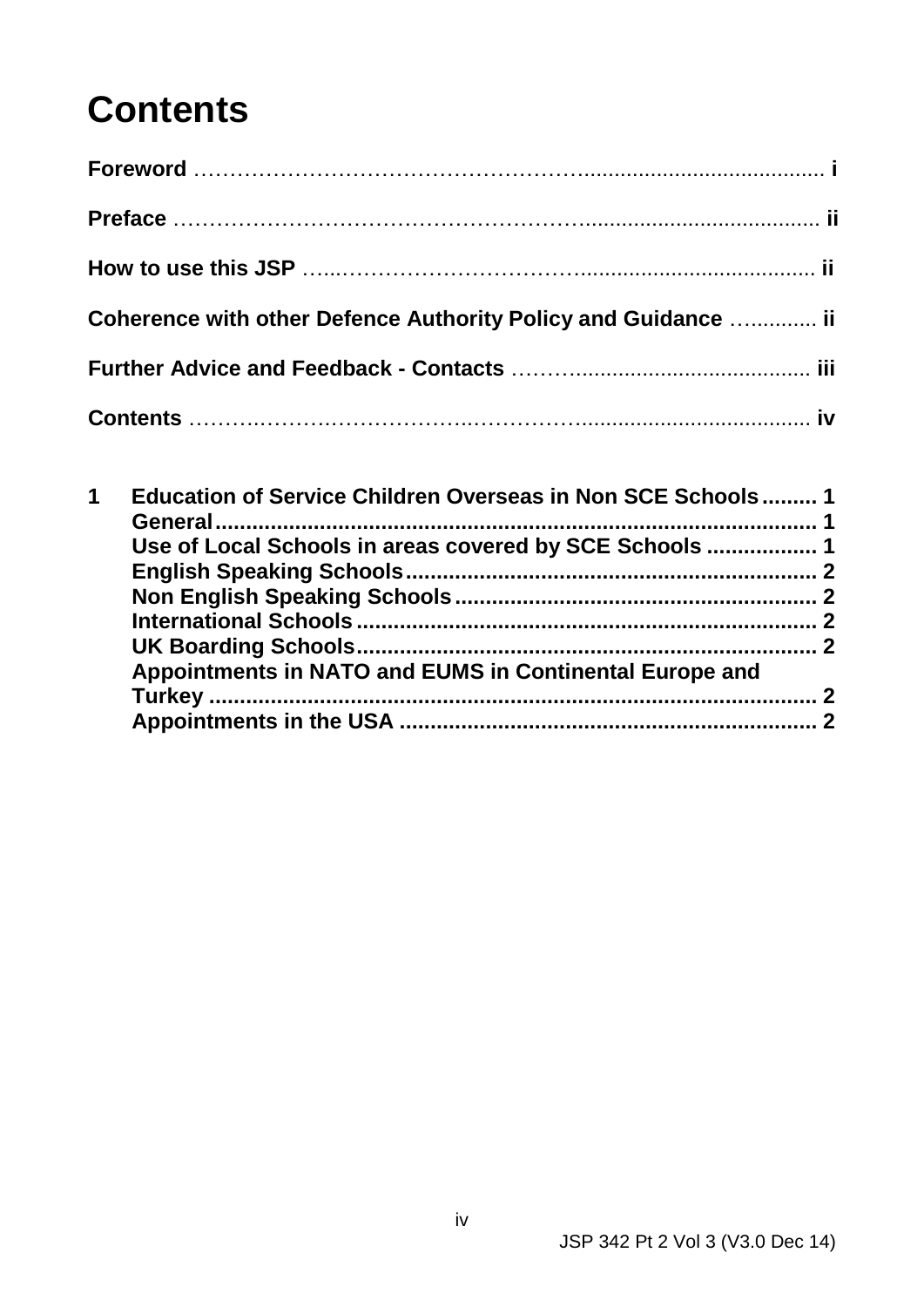# Contents

**Foreword** ……………………………………………………......................................... **i**

**Preface** ………………………………………………………...................................... **ii**

**How to use this JSP** …...……………………………….......................................... **ii**

**Coherence with other Defence Authority Policy and Guidance** …........... **ii**

**Further Advice and Feedback - Contacts** ……….......................................... **iii**

**Contents** ……..……….……………….……..………………........................................ **iv**

**1 Education of Service Children Overseas in Non SCE Schools** ......... **1**
- **General** ....................................................................................... **1**
- **Use of Local Schools in areas covered by SCE Schools** .................. **1**
- **English Speaking Schools** ................................................................ **2**
- **Non English Speaking Schools** ......................................................... **2**
- **International Schools** ........................................................................ **2**
- **UK Boarding Schools** ....................................................................... **2**
- **Appointments in NATO and EUMS in Continental Europe and Turkey** ............................................................................................. **2**
- **Appointments in the USA** ................................................................. **2**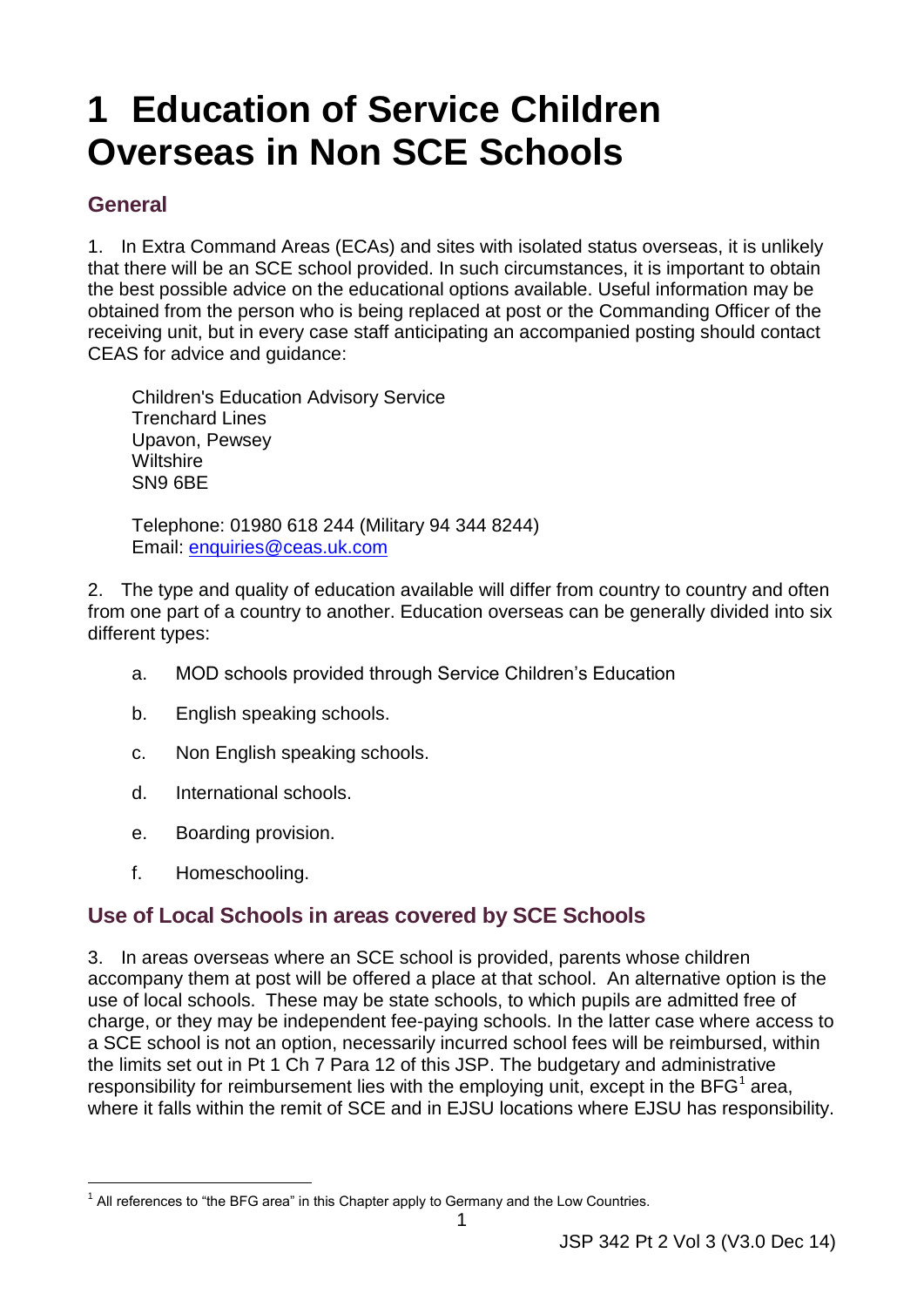# 1 Education of Service Children Overseas in Non SCE Schools

## General

1. In Extra Command Areas (ECAs) and sites with isolated status overseas, it is unlikely that there will be an SCE school provided. In such circumstances, it is important to obtain the best possible advice on the educational options available. Useful information may be obtained from the person who is being replaced at post or the Commanding Officer of the receiving unit, but in every case staff anticipating an accompanied posting should contact CEAS for advice and guidance:

Children's Education Advisory Service
Trenchard Lines
Upavon, Pewsey
Wiltshire
SN9 6BE

Telephone: 01980 618 244 (Military 94 344 8244)
Email: enquiries@ceas.uk.com

2. The type and quality of education available will differ from country to country and often from one part of a country to another. Education overseas can be generally divided into six different types:

a. MOD schools provided through Service Children's Education

b. English speaking schools.

c. Non English speaking schools.

d. International schools.

e. Boarding provision.

f. Homeschooling.

## Use of Local Schools in areas covered by SCE Schools

3. In areas overseas where an SCE school is provided, parents whose children accompany them at post will be offered a place at that school. An alternative option is the use of local schools. These may be state schools, to which pupils are admitted free of charge, or they may be independent fee-paying schools. In the latter case where access to a SCE school is not an option, necessarily incurred school fees will be reimbursed, within the limits set out in Pt 1 Ch 7 Para 12 of this JSP. The budgetary and administrative responsibility for reimbursement lies with the employing unit, except in the BFG[1] area, where it falls within the remit of SCE and in EJSU locations where EJSU has responsibility.

[1] All references to "the BFG area" in this Chapter apply to Germany and the Low Countries.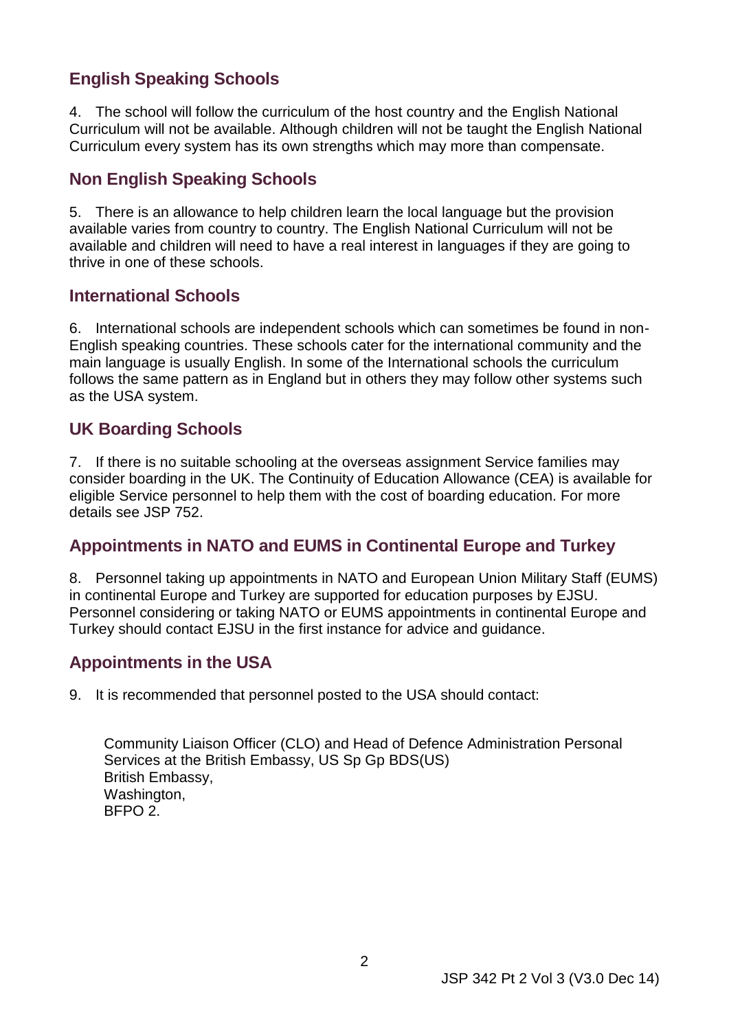## English Speaking Schools

4. The school will follow the curriculum of the host country and the English National Curriculum will not be available. Although children will not be taught the English National Curriculum every system has its own strengths which may more than compensate.

## Non English Speaking Schools

5. There is an allowance to help children learn the local language but the provision available varies from country to country. The English National Curriculum will not be available and children will need to have a real interest in languages if they are going to thrive in one of these schools.

## International Schools

6. International schools are independent schools which can sometimes be found in non-English speaking countries. These schools cater for the international community and the main language is usually English. In some of the International schools the curriculum follows the same pattern as in England but in others they may follow other systems such as the USA system.

## UK Boarding Schools

7. If there is no suitable schooling at the overseas assignment Service families may consider boarding in the UK. The Continuity of Education Allowance (CEA) is available for eligible Service personnel to help them with the cost of boarding education. For more details see JSP 752.

## Appointments in NATO and EUMS in Continental Europe and Turkey

8. Personnel taking up appointments in NATO and European Union Military Staff (EUMS) in continental Europe and Turkey are supported for education purposes by EJSU. Personnel considering or taking NATO or EUMS appointments in continental Europe and Turkey should contact EJSU in the first instance for advice and guidance.

## Appointments in the USA

9. It is recommended that personnel posted to the USA should contact:

Community Liaison Officer (CLO) and Head of Defence Administration Personal Services at the British Embassy, US Sp Gp BDS(US)
British Embassy,
Washington,
BFPO 2.